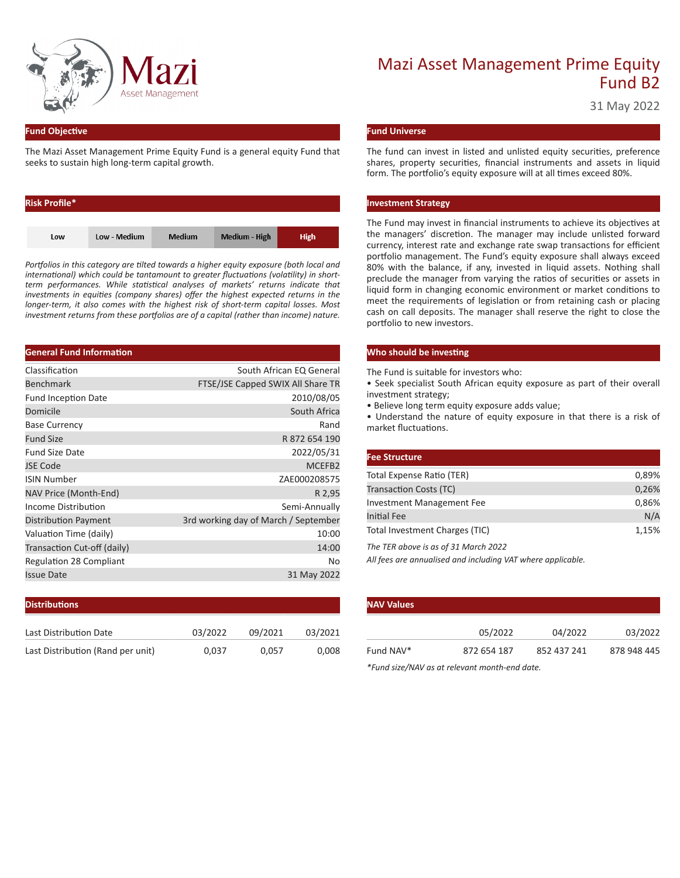# Mazi Asset Management Prime Equity Fund B2

31 May 2022

## Fund Objective

The Mazi Asset Management Prime Equity Fund is a general equity Fund that seeks to sustain high long-term capital growth.

## Risk Profile*

| Low | Low - Medium | Medium | Medium - High | **High** |
|---|---|---|---|---|

*Portfolios in this category are tilted towards a higher equity exposure (both local and international) which could be tantamount to greater fluctuations (volatility) in short-term performances. While statistical analyses of markets' returns indicate that investments in equities (company shares) offer the highest expected returns in the longer-term, it also comes with the highest risk of short-term capital losses. Most investment returns from these portfolios are of a capital (rather than income) nature.*

## General Fund Information

| | |
|---|---|
| Classification | South African EQ General |
| Benchmark | FTSE/JSE Capped SWIX All Share TR |
| Fund Inception Date | 2010/08/05 |
| Domicile | South Africa |
| Base Currency | Rand |
| Fund Size | R 872 654 190 |
| Fund Size Date | 2022/05/31 |
| JSE Code | MCEFB2 |
| ISIN Number | ZAE000208575 |
| NAV Price (Month-End) | R 2,95 |
| Income Distribution | Semi-Annually |
| Distribution Payment | 3rd working day of March / September |
| Valuation Time (daily) | 10:00 |
| Transaction Cut-off (daily) | 14:00 |
| Regulation 28 Compliant | No |
| Issue Date | 31 May 2022 |

## Distributions

| Last Distribution Date | 03/2022 | 09/2021 | 03/2021 |
|---|---|---|---|
| Last Distribution (Rand per unit) | 0,037 | 0,057 | 0,008 |

## Fund Universe

The fund can invest in listed and unlisted equity securities, preference shares, property securities, financial instruments and assets in liquid form. The portfolio's equity exposure will at all times exceed 80%.

## Investment Strategy

The Fund may invest in financial instruments to achieve its objectives at the managers' discretion. The manager may include unlisted forward currency, interest rate and exchange rate swap transactions for efficient portfolio management. The Fund's equity exposure shall always exceed 80% with the balance, if any, invested in liquid assets. Nothing shall preclude the manager from varying the ratios of securities or assets in liquid form in changing economic environment or market conditions to meet the requirements of legislation or from retaining cash or placing cash on call deposits. The manager shall reserve the right to close the portfolio to new investors.

## Who should be investing

The Fund is suitable for investors who:

- Seek specialist South African equity exposure as part of their overall investment strategy;
- Believe long term equity exposure adds value;
- Understand the nature of equity exposure in that there is a risk of market fluctuations.

## Fee Structure

| | |
|---|---|
| Total Expense Ratio (TER) | 0,89% |
| Transaction Costs (TC) | 0,26% |
| Investment Management Fee | 0,86% |
| Initial Fee | N/A |
| Total Investment Charges (TIC) | 1,15% |

*The TER above is as of 31 March 2022*

*All fees are annualised and including VAT where applicable.*

## NAV Values

| | 05/2022 | 04/2022 | 03/2022 |
|---|---|---|---|
| Fund NAV* | 872 654 187 | 852 437 241 | 878 948 445 |

*Fund size/NAV as at relevant month-end date.*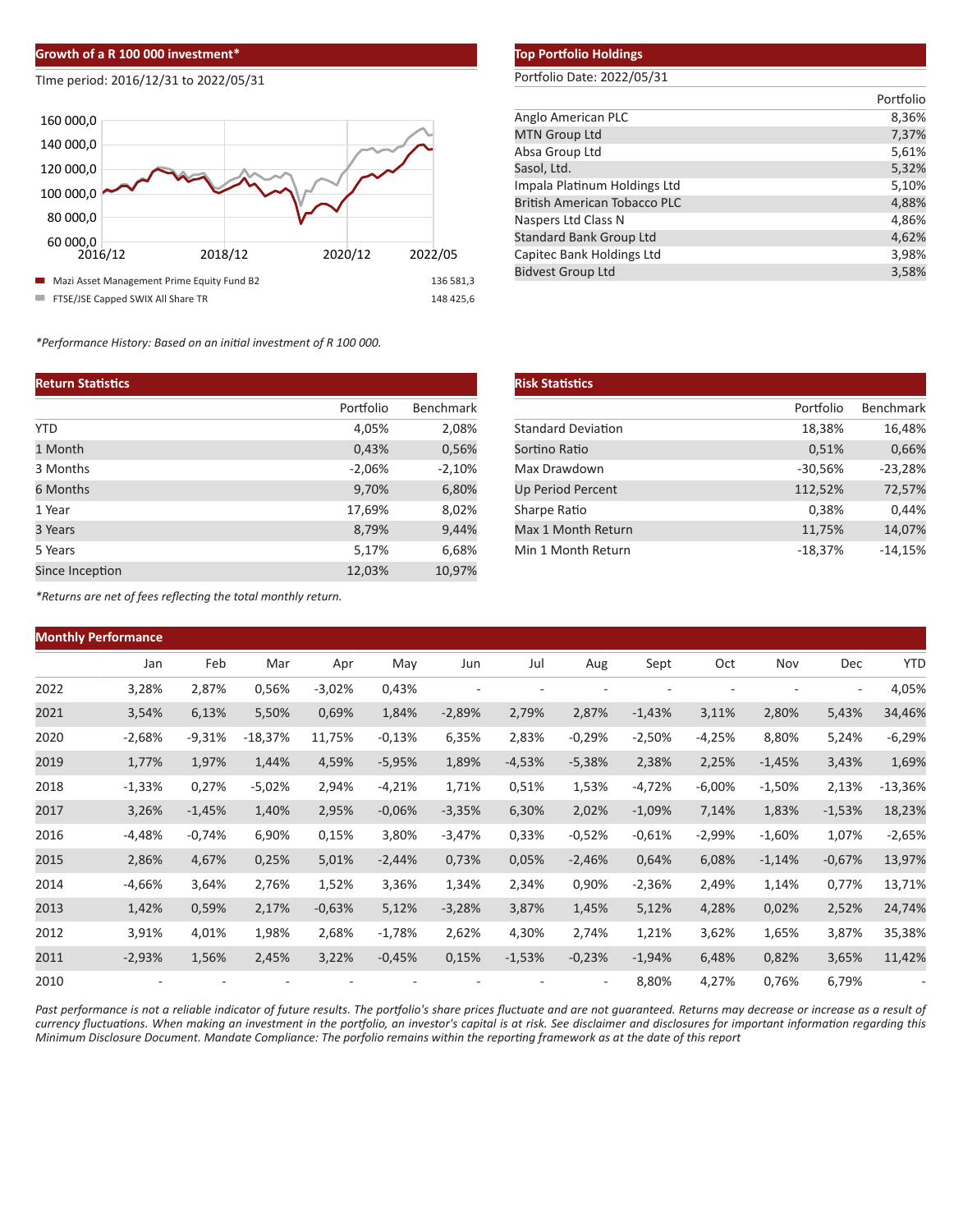## Growth of a R 100 000 investment*

TIme period: 2016/12/31 to 2022/05/31

| | |
|---|---|
| Mazi Asset Management Prime Equity Fund B2 | 136 581,3 |
| FTSE/JSE Capped SWIX All Share TR | 148 425,6 |

*Performance History: Based on an initial investment of R 100 000.*

## Top Portfolio Holdings

Portfolio Date: 2022/05/31

| | Portfolio |
|---|---|
| Anglo American PLC | 8,36% |
| MTN Group Ltd | 7,37% |
| Absa Group Ltd | 5,61% |
| Sasol, Ltd. | 5,32% |
| Impala Platinum Holdings Ltd | 5,10% |
| British American Tobacco PLC | 4,88% |
| Naspers Ltd Class N | 4,86% |
| Standard Bank Group Ltd | 4,62% |
| Capitec Bank Holdings Ltd | 3,98% |
| Bidvest Group Ltd | 3,58% |

## Return Statistics

| | Portfolio | Benchmark |
|---|---|---|
| YTD | 4,05% | 2,08% |
| 1 Month | 0,43% | 0,56% |
| 3 Months | -2,06% | -2,10% |
| 6 Months | 9,70% | 6,80% |
| 1 Year | 17,69% | 8,02% |
| 3 Years | 8,79% | 9,44% |
| 5 Years | 5,17% | 6,68% |
| Since Inception | 12,03% | 10,97% |

*Returns are net of fees reflecting the total monthly return.*

## Risk Statistics

| | Portfolio | Benchmark |
|---|---|---|
| Standard Deviation | 18,38% | 16,48% |
| Sortino Ratio | 0,51% | 0,66% |
| Max Drawdown | -30,56% | -23,28% |
| Up Period Percent | 112,52% | 72,57% |
| Sharpe Ratio | 0,38% | 0,44% |
| Max 1 Month Return | 11,75% | 14,07% |
| Min 1 Month Return | -18,37% | -14,15% |

## Monthly Performance

| | Jan | Feb | Mar | Apr | May | Jun | Jul | Aug | Sept | Oct | Nov | Dec | YTD |
|---|---|---|---|---|---|---|---|---|---|---|---|---|---|
| 2022 | 3,28% | 2,87% | 0,56% | -3,02% | 0,43% | - | - | - | - | - | - | - | 4,05% |
| 2021 | 3,54% | 6,13% | 5,50% | 0,69% | 1,84% | -2,89% | 2,79% | 2,87% | -1,43% | 3,11% | 2,80% | 5,43% | 34,46% |
| 2020 | -2,68% | -9,31% | -18,37% | 11,75% | -0,13% | 6,35% | 2,83% | -0,29% | -2,50% | -4,25% | 8,80% | 5,24% | -6,29% |
| 2019 | 1,77% | 1,97% | 1,44% | 4,59% | -5,95% | 1,89% | -4,53% | -5,38% | 2,38% | 2,25% | -1,45% | 3,43% | 1,69% |
| 2018 | -1,33% | 0,27% | -5,02% | 2,94% | -4,21% | 1,71% | 0,51% | 1,53% | -4,72% | -6,00% | -1,50% | 2,13% | -13,36% |
| 2017 | 3,26% | -1,45% | 1,40% | 2,95% | -0,06% | -3,35% | 6,30% | 2,02% | -1,09% | 7,14% | 1,83% | -1,53% | 18,23% |
| 2016 | -4,48% | -0,74% | 6,90% | 0,15% | 3,80% | -3,47% | 0,33% | -0,52% | -0,61% | -2,99% | -1,60% | 1,07% | -2,65% |
| 2015 | 2,86% | 4,67% | 0,25% | 5,01% | -2,44% | 0,73% | 0,05% | -2,46% | 0,64% | 6,08% | -1,14% | -0,67% | 13,97% |
| 2014 | -4,66% | 3,64% | 2,76% | 1,52% | 3,36% | 1,34% | 2,34% | 0,90% | -2,36% | 2,49% | 1,14% | 0,77% | 13,71% |
| 2013 | 1,42% | 0,59% | 2,17% | -0,63% | 5,12% | -3,28% | 3,87% | 1,45% | 5,12% | 4,28% | 0,02% | 2,52% | 24,74% |
| 2012 | 3,91% | 4,01% | 1,98% | 2,68% | -1,78% | 2,62% | 4,30% | 2,74% | 1,21% | 3,62% | 1,65% | 3,87% | 35,38% |
| 2011 | -2,93% | 1,56% | 2,45% | 3,22% | -0,45% | 0,15% | -1,53% | -0,23% | -1,94% | 6,48% | 0,82% | 3,65% | 11,42% |
| 2010 | - | - | - | - | - | - | - | - | 8,80% | 4,27% | 0,76% | 6,79% | - |

*Past performance is not a reliable indicator of future results. The portfolio's share prices fluctuate and are not guaranteed. Returns may decrease or increase as a result of currency fluctuations. When making an investment in the portfolio, an investor's capital is at risk. See disclaimer and disclosures for important information regarding this Minimum Disclosure Document. Mandate Compliance: The porfolio remains within the reporting framework as at the date of this report*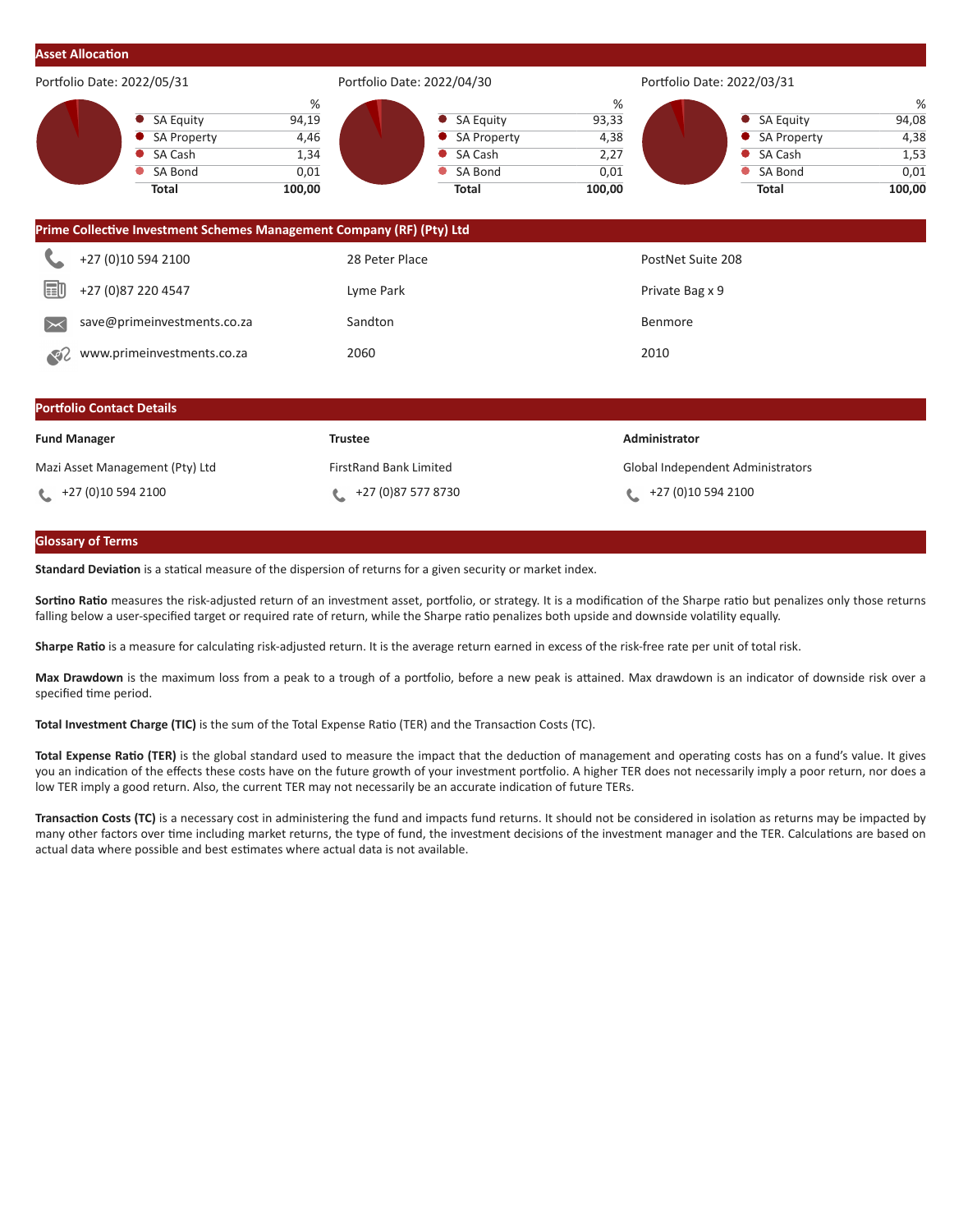## Asset Allocation

**Portfolio Date: 2022/05/31**

| | % |
|---|---|
| SA Equity | 94,19 |
| SA Property | 4,46 |
| SA Cash | 1,34 |
| SA Bond | 0,01 |
| **Total** | **100,00** |

**Portfolio Date: 2022/04/30**

| | % |
|---|---|
| SA Equity | 93,33 |
| SA Property | 4,38 |
| SA Cash | 2,27 |
| SA Bond | 0,01 |
| **Total** | **100,00** |

**Portfolio Date: 2022/03/31**

| | % |
|---|---|
| SA Equity | 94,08 |
| SA Property | 4,38 |
| SA Cash | 1,53 |
| SA Bond | 0,01 |
| **Total** | **100,00** |

## Prime Collective Investment Schemes Management Company (RF) (Pty) Ltd

| | | |
|---|---|---|
| +27 (0)10 594 2100 | 28 Peter Place | PostNet Suite 208 |
| +27 (0)87 220 4547 | Lyme Park | Private Bag x 9 |
| save@primeinvestments.co.za | Sandton | Benmore |
| www.primeinvestments.co.za | 2060 | 2010 |

## Portfolio Contact Details

| Fund Manager | Trustee | Administrator |
|---|---|---|
| Mazi Asset Management (Pty) Ltd | FirstRand Bank Limited | Global Independent Administrators |
| +27 (0)10 594 2100 | +27 (0)87 577 8730 | +27 (0)10 594 2100 |

## Glossary of Terms

**Standard Deviation** is a statical measure of the dispersion of returns for a given security or market index.

**Sortino Ratio** measures the risk-adjusted return of an investment asset, portfolio, or strategy. It is a modification of the Sharpe ratio but penalizes only those returns falling below a user-specified target or required rate of return, while the Sharpe ratio penalizes both upside and downside volatility equally.

**Sharpe Ratio** is a measure for calculating risk-adjusted return. It is the average return earned in excess of the risk-free rate per unit of total risk.

**Max Drawdown** is the maximum loss from a peak to a trough of a portfolio, before a new peak is attained. Max drawdown is an indicator of downside risk over a specified time period.

**Total Investment Charge (TIC)** is the sum of the Total Expense Ratio (TER) and the Transaction Costs (TC).

**Total Expense Ratio (TER)** is the global standard used to measure the impact that the deduction of management and operating costs has on a fund's value. It gives you an indication of the effects these costs have on the future growth of your investment portfolio. A higher TER does not necessarily imply a poor return, nor does a low TER imply a good return. Also, the current TER may not necessarily be an accurate indication of future TERs.

**Transaction Costs (TC)** is a necessary cost in administering the fund and impacts fund returns. It should not be considered in isolation as returns may be impacted by many other factors over time including market returns, the type of fund, the investment decisions of the investment manager and the TER. Calculations are based on actual data where possible and best estimates where actual data is not available.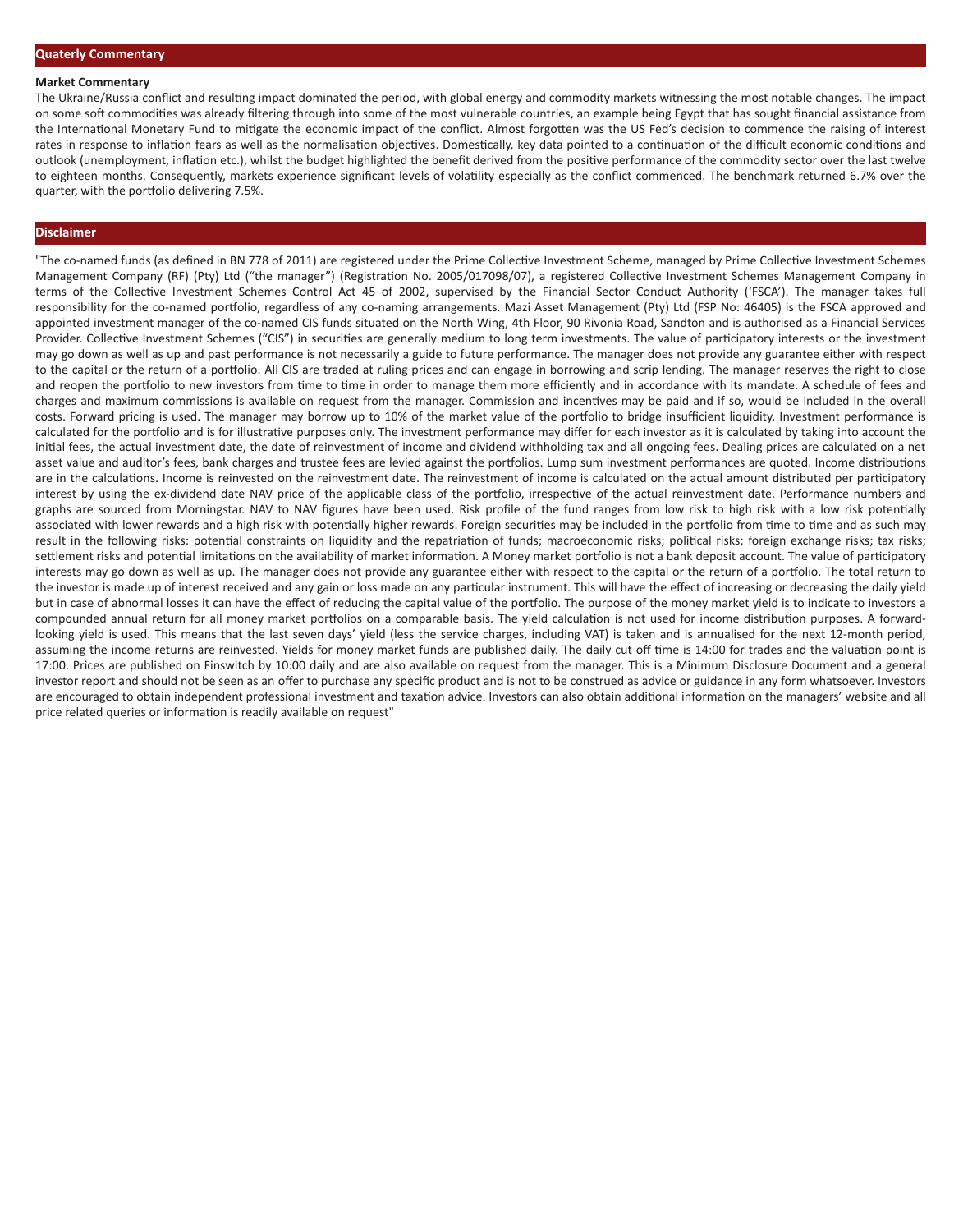## Quaterly Commentary

### Market Commentary

The Ukraine/Russia conflict and resulting impact dominated the period, with global energy and commodity markets witnessing the most notable changes. The impact on some soft commodities was already filtering through into some of the most vulnerable countries, an example being Egypt that has sought financial assistance from the International Monetary Fund to mitigate the economic impact of the conflict. Almost forgotten was the US Fed's decision to commence the raising of interest rates in response to inflation fears as well as the normalisation objectives. Domestically, key data pointed to a continuation of the difficult economic conditions and outlook (unemployment, inflation etc.), whilst the budget highlighted the benefit derived from the positive performance of the commodity sector over the last twelve to eighteen months. Consequently, markets experience significant levels of volatility especially as the conflict commenced. The benchmark returned 6.7% over the quarter, with the portfolio delivering 7.5%.

## Disclaimer

"The co-named funds (as defined in BN 778 of 2011) are registered under the Prime Collective Investment Scheme, managed by Prime Collective Investment Schemes Management Company (RF) (Pty) Ltd ("the manager") (Registration No. 2005/017098/07), a registered Collective Investment Schemes Management Company in terms of the Collective Investment Schemes Control Act 45 of 2002, supervised by the Financial Sector Conduct Authority ('FSCA'). The manager takes full responsibility for the co-named portfolio, regardless of any co-naming arrangements. Mazi Asset Management (Pty) Ltd (FSP No: 46405) is the FSCA approved and appointed investment manager of the co-named CIS funds situated on the North Wing, 4th Floor, 90 Rivonia Road, Sandton and is authorised as a Financial Services Provider. Collective Investment Schemes ("CIS") in securities are generally medium to long term investments. The value of participatory interests or the investment may go down as well as up and past performance is not necessarily a guide to future performance. The manager does not provide any guarantee either with respect to the capital or the return of a portfolio. All CIS are traded at ruling prices and can engage in borrowing and scrip lending. The manager reserves the right to close and reopen the portfolio to new investors from time to time in order to manage them more efficiently and in accordance with its mandate. A schedule of fees and charges and maximum commissions is available on request from the manager. Commission and incentives may be paid and if so, would be included in the overall costs. Forward pricing is used. The manager may borrow up to 10% of the market value of the portfolio to bridge insufficient liquidity. Investment performance is calculated for the portfolio and is for illustrative purposes only. The investment performance may differ for each investor as it is calculated by taking into account the initial fees, the actual investment date, the date of reinvestment of income and dividend withholding tax and all ongoing fees. Dealing prices are calculated on a net asset value and auditor's fees, bank charges and trustee fees are levied against the portfolios. Lump sum investment performances are quoted. Income distributions are in the calculations. Income is reinvested on the reinvestment date. The reinvestment of income is calculated on the actual amount distributed per participatory interest by using the ex-dividend date NAV price of the applicable class of the portfolio, irrespective of the actual reinvestment date. Performance numbers and graphs are sourced from Morningstar. NAV to NAV figures have been used. Risk profile of the fund ranges from low risk to high risk with a low risk potentially associated with lower rewards and a high risk with potentially higher rewards. Foreign securities may be included in the portfolio from time to time and as such may result in the following risks: potential constraints on liquidity and the repatriation of funds; macroeconomic risks; political risks; foreign exchange risks; tax risks; settlement risks and potential limitations on the availability of market information. A Money market portfolio is not a bank deposit account. The value of participatory interests may go down as well as up. The manager does not provide any guarantee either with respect to the capital or the return of a portfolio. The total return to the investor is made up of interest received and any gain or loss made on any particular instrument. This will have the effect of increasing or decreasing the daily yield but in case of abnormal losses it can have the effect of reducing the capital value of the portfolio. The purpose of the money market yield is to indicate to investors a compounded annual return for all money market portfolios on a comparable basis. The yield calculation is not used for income distribution purposes. A forward-looking yield is used. This means that the last seven days' yield (less the service charges, including VAT) is taken and is annualised for the next 12-month period, assuming the income returns are reinvested. Yields for money market funds are published daily. The daily cut off time is 14:00 for trades and the valuation point is 17:00. Prices are published on Finswitch by 10:00 daily and are also available on request from the manager. This is a Minimum Disclosure Document and a general investor report and should not be seen as an offer to purchase any specific product and is not to be construed as advice or guidance in any form whatsoever. Investors are encouraged to obtain independent professional investment and taxation advice. Investors can also obtain additional information on the managers' website and all price related queries or information is readily available on request"